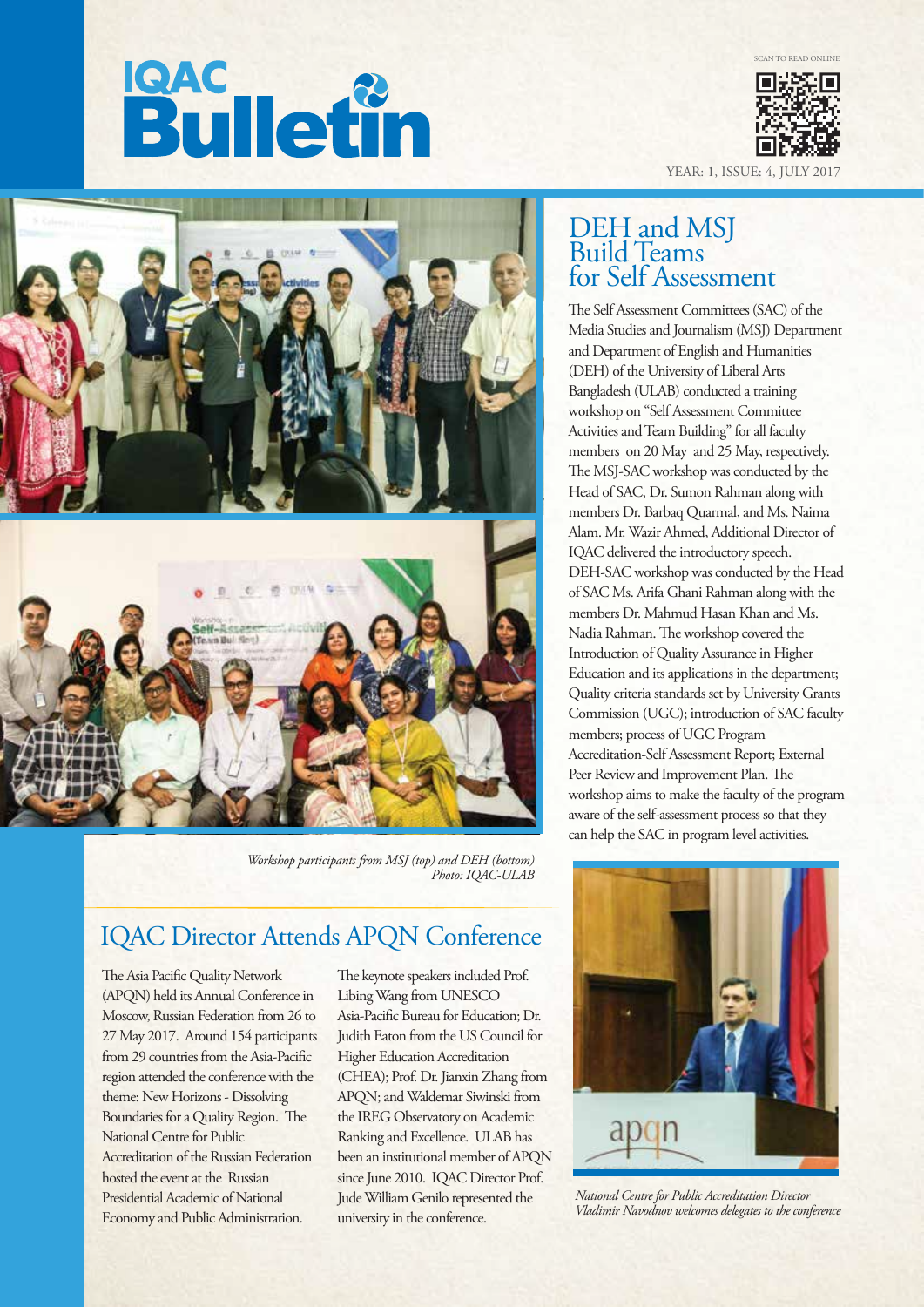# IQAC Bulletin

SCAN TO READ ONLINE

YEAR: 1, ISSUE: 4, JULY 2017

## DEH and MSJ Build Teams for Self Assessment

The Self Assessment Committees (SAC) of the Media Studies and Journalism (MSJ) Department and Department of English and Humanities (DEH) of the University of Liberal Arts Bangladesh (ULAB) conducted a training workshop on "Self Assessment Committee Activities and Team Building" for all faculty members on 20 May and 25 May, respectively. The MSJ-SAC workshop was conducted by the Head of SAC, Dr. Sumon Rahman along with members Dr. Barbaq Quarmal, and Ms. Naima Alam. Mr. Wazir Ahmed, Additional Director of IQAC delivered the introductory speech. DEH-SAC workshop was conducted by the Head of SAC Ms. Arifa Ghani Rahman along with the members Dr. Mahmud Hasan Khan and Ms. Nadia Rahman. The workshop covered the Introduction of Quality Assurance in Higher Education and its applications in the department; Quality criteria standards set by University Grants Commission (UGC); introduction of SAC faculty members; process of UGC Program Accreditation-Self Assessment Report; External Peer Review and Improvement Plan. The workshop aims to make the faculty of the program aware of the self-assessment process so that they can help the SAC in program level activities.

*Workshop participants from MSJ (top) and DEH (bottom)*
*Photo: IQAC-ULAB*

## IQAC Director Attends APQN Conference

The Asia Pacific Quality Network (APQN) held its Annual Conference in Moscow, Russian Federation from 26 to 27 May 2017. Around 154 participants from 29 countries from the Asia-Pacific region attended the conference with the theme: New Horizons - Dissolving Boundaries for a Quality Region. The National Centre for Public Accreditation of the Russian Federation hosted the event at the Russian Presidential Academic of National Economy and Public Administration.

The keynote speakers included Prof. Libing Wang from UNESCO Asia-Pacific Bureau for Education; Dr. Judith Eaton from the US Council for Higher Education Accreditation (CHEA); Prof. Dr. Jianxin Zhang from APQN; and Waldemar Siwinski from the IREG Observatory on Academic Ranking and Excellence. ULAB has been an institutional member of APQN since June 2010. IQAC Director Prof. Jude William Genilo represented the university in the conference.

*National Centre for Public Accreditation Director Vladimir Navodnov welcomes delegates to the conference*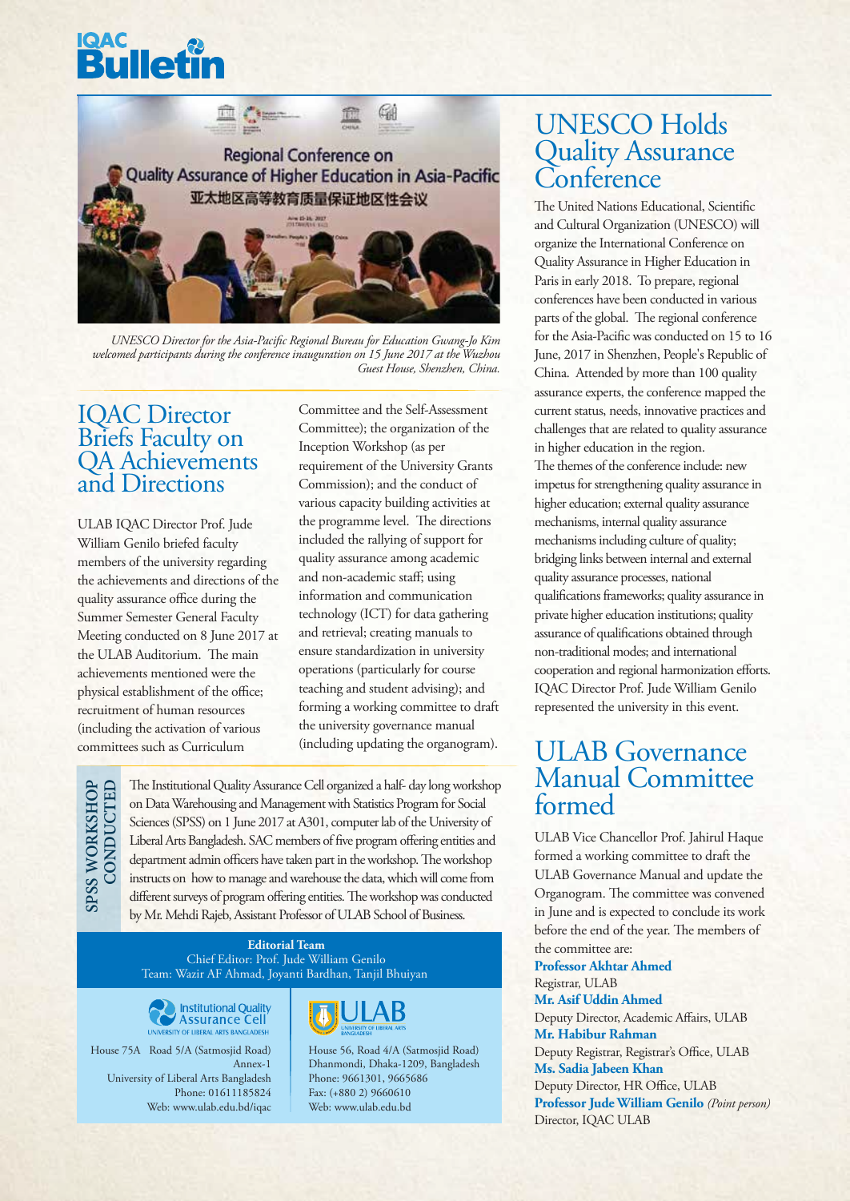# IQAC Bulletin

*UNESCO Director for the Asia-Pacific Regional Bureau for Education Gwang-Jo Kim welcomed participants during the conference inauguration on 15 June 2017 at the Wuzhou Guest House, Shenzhen, China.*

## IQAC Director Briefs Faculty on QA Achievements and Directions

ULAB IQAC Director Prof. Jude William Genilo briefed faculty members of the university regarding the achievements and directions of the quality assurance office during the Summer Semester General Faculty Meeting conducted on 8 June 2017 at the ULAB Auditorium. The main achievements mentioned were the physical establishment of the office; recruitment of human resources (including the activation of various committees such as Curriculum Committee and the Self-Assessment Committee); the organization of the Inception Workshop (as per requirement of the University Grants Commission); and the conduct of various capacity building activities at the programme level. The directions included the rallying of support for quality assurance among academic and non-academic staff; using information and communication technology (ICT) for data gathering and retrieval; creating manuals to ensure standardization in university operations (particularly for course teaching and student advising); and forming a working committee to draft the university governance manual (including updating the organogram).

## SPSS WORKSHOP CONDUCTED

The Institutional Quality Assurance Cell organized a half- day long workshop on Data Warehousing and Management with Statistics Program for Social Sciences (SPSS) on 1 June 2017 at A301, computer lab of the University of Liberal Arts Bangladesh. SAC members of five program offering entities and department admin officers have taken part in the workshop. The workshop instructs on how to manage and warehouse the data, which will come from different surveys of program offering entities. The workshop was conducted by Mr. Mehdi Rajeb, Assistant Professor of ULAB School of Business.

## UNESCO Holds Quality Assurance Conference

The United Nations Educational, Scientific and Cultural Organization (UNESCO) will organize the International Conference on Quality Assurance in Higher Education in Paris in early 2018. To prepare, regional conferences have been conducted in various parts of the global. The regional conference for the Asia-Pacific was conducted on 15 to 16 June, 2017 in Shenzhen, People's Republic of China. Attended by more than 100 quality assurance experts, the conference mapped the current status, needs, innovative practices and challenges that are related to quality assurance in higher education in the region.

The themes of the conference include: new impetus for strengthening quality assurance in higher education; external quality assurance mechanisms, internal quality assurance mechanisms including culture of quality; bridging links between internal and external quality assurance processes, national qualifications frameworks; quality assurance in private higher education institutions; quality assurance of qualifications obtained through non-traditional modes; and international cooperation and regional harmonization efforts. IQAC Director Prof. Jude William Genilo represented the university in this event.

## ULAB Governance Manual Committee formed

ULAB Vice Chancellor Prof. Jahirul Haque formed a working committee to draft the ULAB Governance Manual and update the Organogram. The committee was convened in June and is expected to conclude its work before the end of the year. The members of the committee are:

**Professor Akhtar Ahmed**
Registrar, ULAB

**Mr. Asif Uddin Ahmed**
Deputy Director, Academic Affairs, ULAB

**Mr. Habibur Rahman**
Deputy Registrar, Registrar's Office, ULAB

**Ms. Sadia Jabeen Khan**
Deputy Director, HR Office, ULAB

**Professor Jude William Genilo** *(Point person)*
Director, IQAC ULAB

**Editorial Team**
Chief Editor: Prof. Jude William Genilo
Team: Wazir AF Ahmad, Joyanti Bardhan, Tanjil Bhuiyan

Institutional Quality Assurance Cell
UNIVERSITY OF LIBERAL ARTS BANGLADESH

House 75A Road 5/A (Satmosjid Road)
Annex-1
University of Liberal Arts Bangladesh
Phone: 01611185824
Web: www.ulab.edu.bd/iqac

ULAB
UNIVERSITY OF LIBERAL ARTS BANGLADESH

House 56, Road 4/A (Satmosjid Road)
Dhanmondi, Dhaka-1209, Bangladesh
Phone: 9661301, 9665686
Fax: (+880 2) 9660610
Web: www.ulab.edu.bd